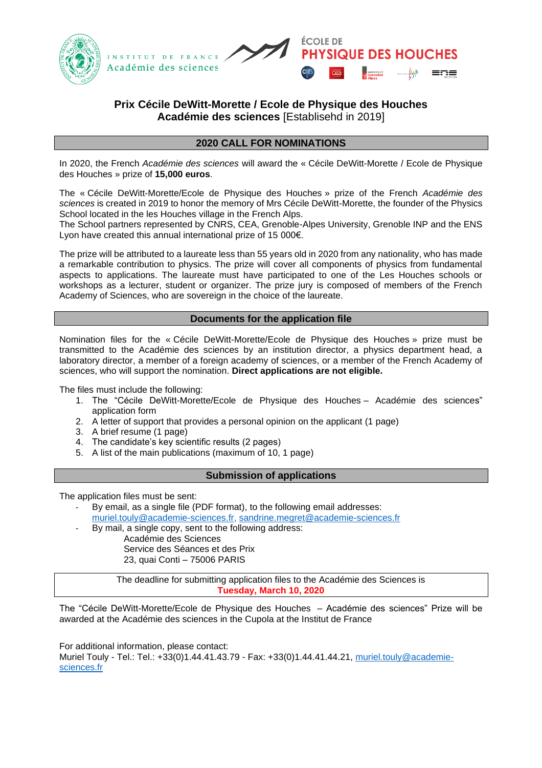INSTITUT DE FRANCE
Académie des sciences

ÉCOLE DE
PHYSIQUE DES HOUCHES

# Prix Cécile DeWitt-Morette / Ecole de Physique des Houches
## **Académie des sciences** [Establisehd in 2019]

## 2020 CALL FOR NOMINATIONS

In 2020, the French *Académie des sciences* will award the « Cécile DeWitt-Morette / Ecole de Physique des Houches » prize of **15,000 euros**.

The « Cécile DeWitt-Morette/Ecole de Physique des Houches » prize of the French *Académie des sciences* is created in 2019 to honor the memory of Mrs Cécile DeWitt-Morette, the founder of the Physics School located in the les Houches village in the French Alps.
The School partners represented by CNRS, CEA, Grenoble-Alpes University, Grenoble INP and the ENS Lyon have created this annual international prize of 15 000€.

The prize will be attributed to a laureate less than 55 years old in 2020 from any nationality, who has made a remarkable contribution to physics. The prize will cover all components of physics from fundamental aspects to applications. The laureate must have participated to one of the Les Houches schools or workshops as a lecturer, student or organizer. The prize jury is composed of members of the French Academy of Sciences, who are sovereign in the choice of the laureate.

## Documents for the application file

Nomination files for the « Cécile DeWitt-Morette/Ecole de Physique des Houches » prize must be transmitted to the Académie des sciences by an institution director, a physics department head, a laboratory director, a member of a foreign academy of sciences, or a member of the French Academy of sciences, who will support the nomination. **Direct applications are not eligible.**

The files must include the following:

1. The "Cécile DeWitt-Morette/Ecole de Physique des Houches – Académie des sciences" application form
2. A letter of support that provides a personal opinion on the applicant (1 page)
3. A brief resume (1 page)
4. The candidate's key scientific results (2 pages)
5. A list of the main publications (maximum of 10, 1 page)

## Submission of applications

The application files must be sent:

- By email, as a single file (PDF format), to the following email addresses: muriel.touly@academie-sciences.fr, sandrine.megret@academie-sciences.fr
- By mail, a single copy, sent to the following address:
  Académie des Sciences
  Service des Séances et des Prix
  23, quai Conti – 75006 PARIS

The deadline for submitting application files to the Académie des Sciences is **Tuesday, March 10, 2020**

The "Cécile DeWitt-Morette/Ecole de Physique des Houches – Académie des sciences" Prize will be awarded at the Académie des sciences in the Cupola at the Institut de France

For additional information, please contact:
Muriel Touly - Tel.: Tel.: +33(0)1.44.41.43.79 - Fax: +33(0)1.44.41.44.21, muriel.touly@academie-sciences.fr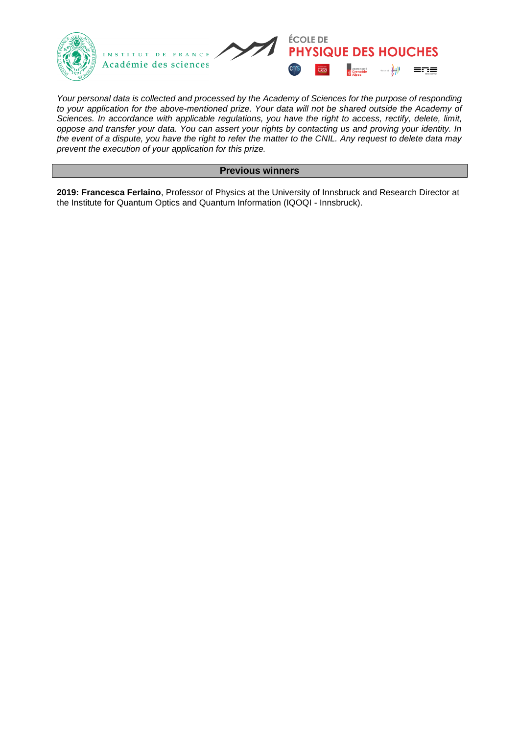*Your personal data is collected and processed by the Academy of Sciences for the purpose of responding to your application for the above-mentioned prize. Your data will not be shared outside the Academy of Sciences. In accordance with applicable regulations, you have the right to access, rectify, delete, limit, oppose and transfer your data. You can assert your rights by contacting us and proving your identity. In the event of a dispute, you have the right to refer the matter to the CNIL. Any request to delete data may prevent the execution of your application for this prize.*

## Previous winners

**2019: Francesca Ferlaino**, Professor of Physics at the University of Innsbruck and Research Director at the Institute for Quantum Optics and Quantum Information (IQOQI - Innsbruck).